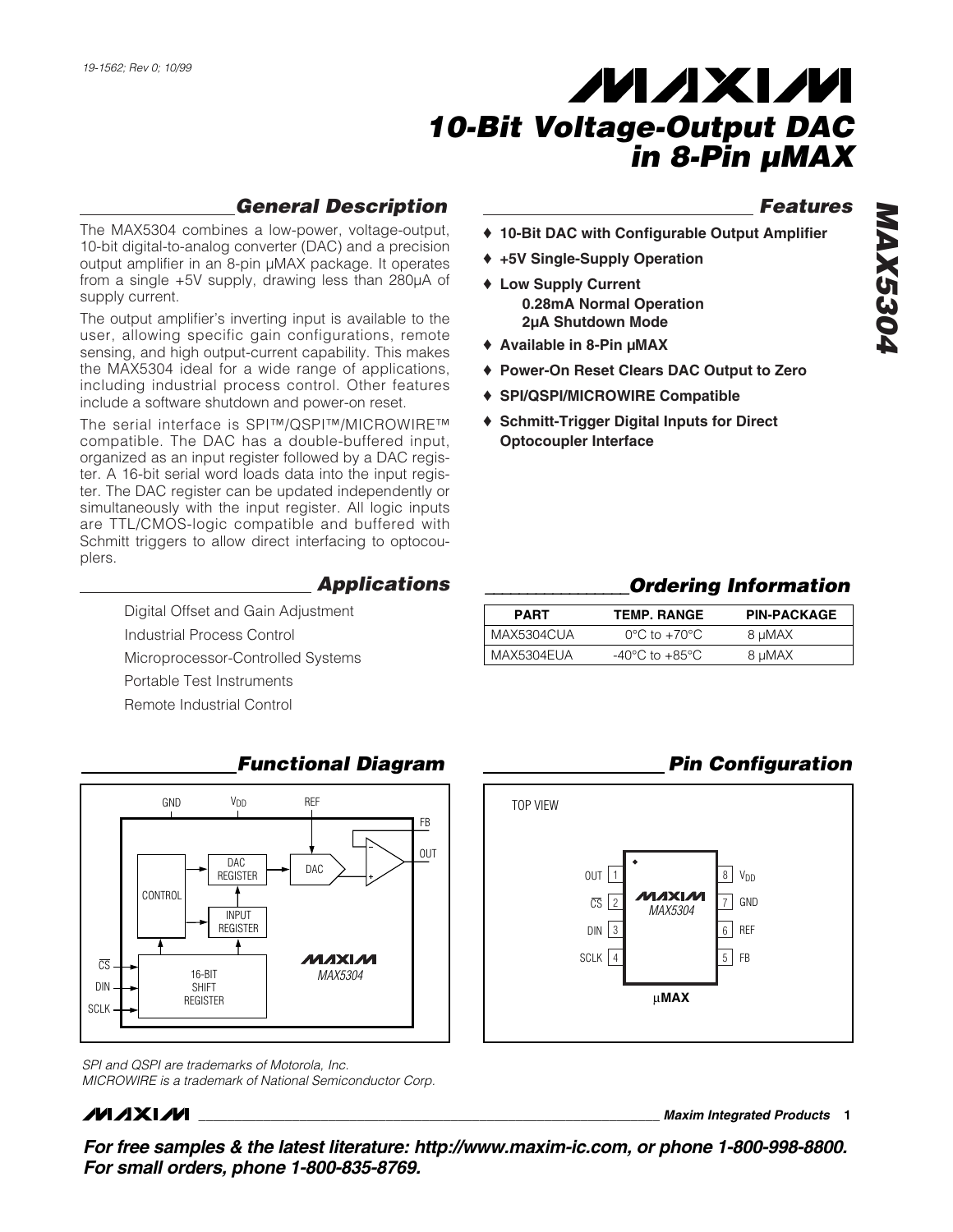19-1562; Rev 0; 10/99

# 10-Bit Voltage-Output DAC in 8-Pin µMAX

## General Description

The MAX5304 combines a low-power, voltage-output, 10-bit digital-to-analog converter (DAC) and a precision output amplifier in an 8-pin µMAX package. It operates from a single +5V supply, drawing less than 280µA of supply current.

The output amplifier's inverting input is available to the user, allowing specific gain configurations, remote sensing, and high output-current capability. This makes the MAX5304 ideal for a wide range of applications, including industrial process control. Other features include a software shutdown and power-on reset.

The serial interface is SPI™/QSPI™/MICROWIRE™ compatible. The DAC has a double-buffered input, organized as an input register followed by a DAC register. A 16-bit serial word loads data into the input register. The DAC register can be updated independently or simultaneously with the input register. All logic inputs are TTL/CMOS-logic compatible and buffered with Schmitt triggers to allow direct interfacing to optocouplers.

## Applications

Digital Offset and Gain Adjustment

Industrial Process Control

Microprocessor-Controlled Systems

Portable Test Instruments

Remote Industrial Control

## Features

- **10-Bit DAC with Configurable Output Amplifier**
- **+5V Single-Supply Operation**
- **Low Supply Current**
  - **0.28mA Normal Operation**
  - **2µA Shutdown Mode**
- **Available in 8-Pin µMAX**
- **Power-On Reset Clears DAC Output to Zero**
- **SPI/QSPI/MICROWIRE Compatible**
- **Schmitt-Trigger Digital Inputs for Direct Optocoupler Interface**

## Ordering Information

| PART | TEMP. RANGE | PIN-PACKAGE |
|---|---|---|
| MAX5304CUA | 0°C to +70°C | 8 µMAX |
| MAX5304EUA | -40°C to +85°C | 8 µMAX |

## Functional Diagram

GND, $V_{DD}$, REF, FB, OUT, CONTROL, DAC REGISTER, DAC, INPUT REGISTER, 16-BIT SHIFT REGISTER, $\overline{CS}$, DIN, SCLK — MAX5304

## Pin Configuration

TOP VIEW

| Pin | Name | Pin | Name |
|---|---|---|---|
| 1 | OUT | 8 | $V_{DD}$ |
| 2 | $\overline{CS}$ | 7 | GND |
| 3 | DIN | 6 | REF |
| 4 | SCLK | 5 | FB |

µMAX

*SPI and QSPI are trademarks of Motorola, Inc.*
*MICROWIRE is a trademark of National Semiconductor Corp.*

***For free samples & the latest literature: http://www.maxim-ic.com, or phone 1-800-998-8800. For small orders, phone 1-800-835-8769.***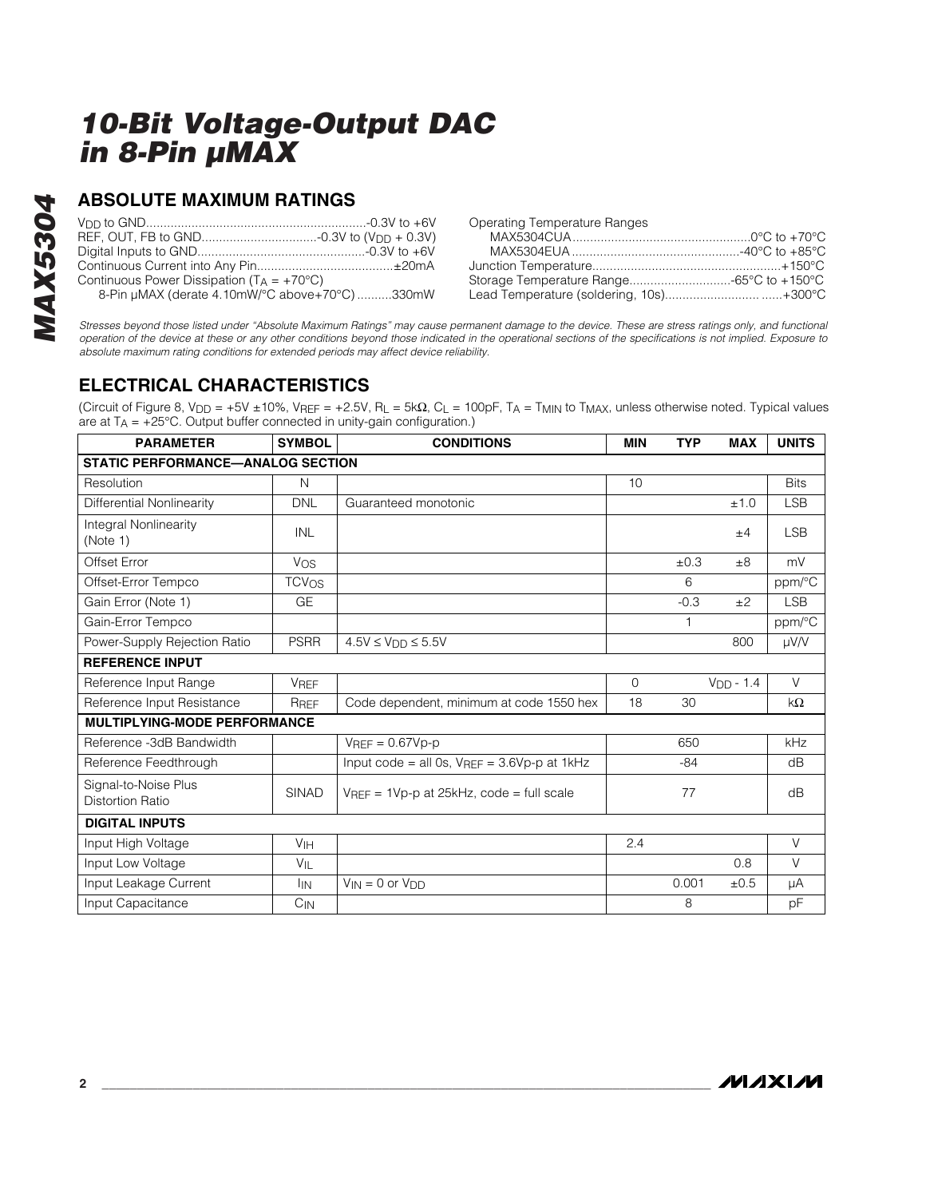# 10-Bit Voltage-Output DAC in 8-Pin µMAX

## ABSOLUTE MAXIMUM RATINGS

$V_{DD}$ to GND ............................................................. -0.3V to +6V
REF, OUT, FB to GND ................................ -0.3V to ($V_{DD}$ + 0.3V)
Digital Inputs to GND ............................................... -0.3V to +6V
Continuous Current into Any Pin ..................................... ±20mA
Continuous Power Dissipation ($T_A$ = +70°C)
    8-Pin µMAX (derate 4.10mW/°C above +70°C) .......... 330mW

Operating Temperature Ranges
    MAX5304CUA .................................................. 0°C to +70°C
    MAX5304EUA ................................................ -40°C to +85°C
Junction Temperature ...................................................... +150°C
Storage Temperature Range ............................ -65°C to +150°C
Lead Temperature (soldering, 10s) ................................. +300°C

*Stresses beyond those listed under "Absolute Maximum Ratings" may cause permanent damage to the device. These are stress ratings only, and functional operation of the device at these or any other conditions beyond those indicated in the operational sections of the specifications is not implied. Exposure to absolute maximum rating conditions for extended periods may affect device reliability.*

## ELECTRICAL CHARACTERISTICS

(Circuit of Figure 8, $V_{DD}$ = +5V ±10%, $V_{REF}$ = +2.5V, $R_L$ = 5kΩ, $C_L$ = 100pF, $T_A$ = $T_{MIN}$ to $T_{MAX}$, unless otherwise noted. Typical values are at $T_A$ = +25°C. Output buffer connected in unity-gain configuration.)

| PARAMETER | SYMBOL | CONDITIONS | MIN | TYP | MAX | UNITS |
|---|---|---|---|---|---|---|
| **STATIC PERFORMANCE—ANALOG SECTION** | | | | | | |
| Resolution | N | | 10 | | | Bits |
| Differential Nonlinearity | DNL | Guaranteed monotonic | | | ±1.0 | LSB |
| Integral Nonlinearity (Note 1) | INL | | | | ±4 | LSB |
| Offset Error | $V_{OS}$ | | | ±0.3 | ±8 | mV |
| Offset-Error Tempco | $TCV_{OS}$ | | | 6 | | ppm/°C |
| Gain Error (Note 1) | GE | | | -0.3 | ±2 | LSB |
| Gain-Error Tempco | | | | 1 | | ppm/°C |
| Power-Supply Rejection Ratio | PSRR | 4.5V ≤ $V_{DD}$ ≤ 5.5V | | | 800 | µV/V |
| **REFERENCE INPUT** | | | | | | |
| Reference Input Range | $V_{REF}$ | | 0 | | $V_{DD}$ - 1.4 | V |
| Reference Input Resistance | $R_{REF}$ | Code dependent, minimum at code 1550 hex | 18 | 30 | | kΩ |
| **MULTIPLYING-MODE PERFORMANCE** | | | | | | |
| Reference -3dB Bandwidth | | $V_{REF}$ = 0.67Vp-p | | 650 | | kHz |
| Reference Feedthrough | | Input code = all 0s, $V_{REF}$ = 3.6Vp-p at 1kHz | | -84 | | dB |
| Signal-to-Noise Plus Distortion Ratio | SINAD | $V_{REF}$ = 1Vp-p at 25kHz, code = full scale | | 77 | | dB |
| **DIGITAL INPUTS** | | | | | | |
| Input High Voltage | $V_{IH}$ | | 2.4 | | | V |
| Input Low Voltage | $V_{IL}$ | | | | 0.8 | V |
| Input Leakage Current | $I_{IN}$ | $V_{IN}$ = 0 or $V_{DD}$ | | 0.001 | ±0.5 | µA |
| Input Capacitance | $C_{IN}$ | | | 8 | | pF |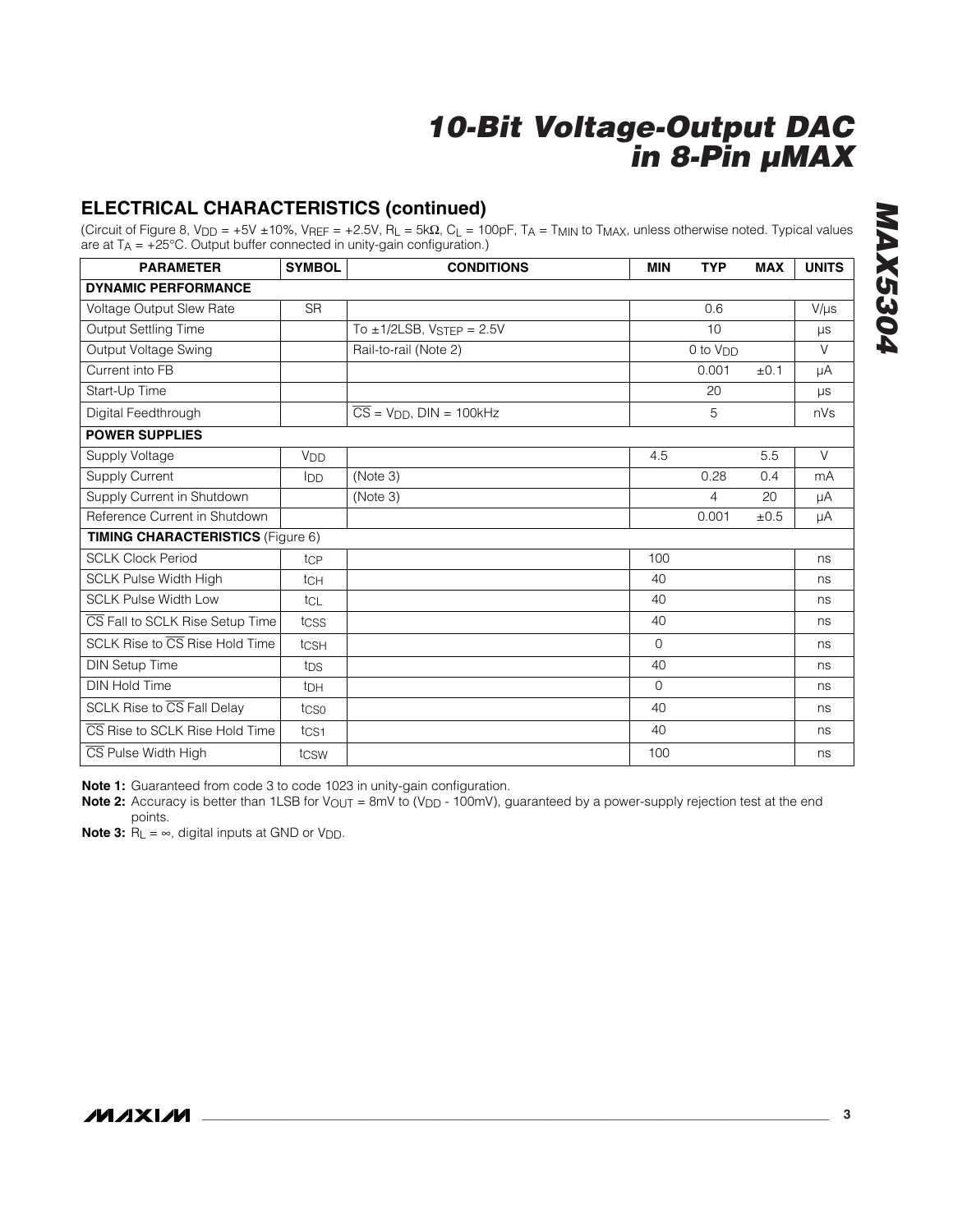## ELECTRICAL CHARACTERISTICS (continued)

(Circuit of Figure 8, $V_{DD}$ = +5V ±10%, $V_{REF}$ = +2.5V, $R_L$ = 5kΩ, $C_L$ = 100pF, $T_A$ = $T_{MIN}$ to $T_{MAX}$, unless otherwise noted. Typical values are at $T_A$ = +25°C. Output buffer connected in unity-gain configuration.)

| PARAMETER | SYMBOL | CONDITIONS | MIN | TYP | MAX | UNITS |
|---|---|---|---|---|---|---|
| **DYNAMIC PERFORMANCE** | | | | | | |
| Voltage Output Slew Rate | SR | | | 0.6 | | V/µs |
| Output Settling Time | | To ±1/2LSB, $V_{STEP}$ = 2.5V | | 10 | | µs |
| Output Voltage Swing | | Rail-to-rail (Note 2) | | 0 to $V_{DD}$ | | V |
| Current into FB | | | | 0.001 | ±0.1 | µA |
| Start-Up Time | | | | 20 | | µs |
| Digital Feedthrough | | $\overline{CS}$ = $V_{DD}$, DIN = 100kHz | | 5 | | nVs |
| **POWER SUPPLIES** | | | | | | |
| Supply Voltage | $V_{DD}$ | | 4.5 | | 5.5 | V |
| Supply Current | $I_{DD}$ | (Note 3) | | 0.28 | 0.4 | mA |
| Supply Current in Shutdown | | (Note 3) | | 4 | 20 | µA |
| Reference Current in Shutdown | | | | 0.001 | ±0.5 | µA |
| **TIMING CHARACTERISTICS** (Figure 6) | | | | | | |
| SCLK Clock Period | $t_{CP}$ | | 100 | | | ns |
| SCLK Pulse Width High | $t_{CH}$ | | 40 | | | ns |
| SCLK Pulse Width Low | $t_{CL}$ | | 40 | | | ns |
| $\overline{CS}$ Fall to SCLK Rise Setup Time | $t_{CSS}$ | | 40 | | | ns |
| SCLK Rise to $\overline{CS}$ Rise Hold Time | $t_{CSH}$ | | 0 | | | ns |
| DIN Setup Time | $t_{DS}$ | | 40 | | | ns |
| DIN Hold Time | $t_{DH}$ | | 0 | | | ns |
| SCLK Rise to $\overline{CS}$ Fall Delay | $t_{CS0}$ | | 40 | | | ns |
| $\overline{CS}$ Rise to SCLK Rise Hold Time | $t_{CS1}$ | | 40 | | | ns |
| $\overline{CS}$ Pulse Width High | $t_{CSW}$ | | 100 | | | ns |

**Note 1:** Guaranteed from code 3 to code 1023 in unity-gain configuration.

**Note 2:** Accuracy is better than 1LSB for $V_{OUT}$ = 8mV to ($V_{DD}$ - 100mV), guaranteed by a power-supply rejection test at the end points.

**Note 3:** $R_L = \infty$, digital inputs at GND or $V_{DD}$.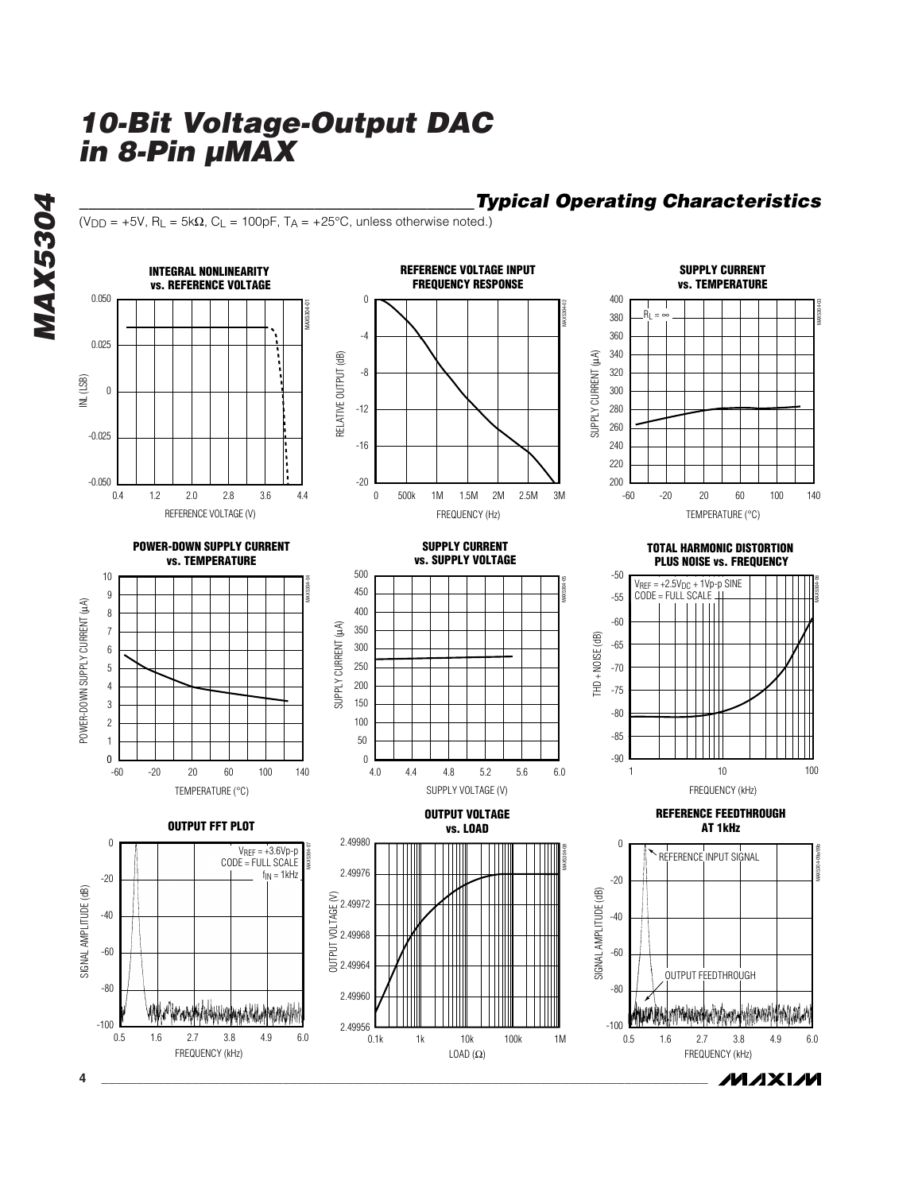## Typical Operating Characteristics

($V_{DD}$ = +5V, $R_L$ = 5kΩ, $C_L$ = 100pF, $T_A$ = +25°C, unless otherwise noted.)

**INTEGRAL NONLINEARITY vs. REFERENCE VOLTAGE**

**REFERENCE VOLTAGE INPUT FREQUENCY RESPONSE**

**SUPPLY CURRENT vs. TEMPERATURE**

**POWER-DOWN SUPPLY CURRENT vs. TEMPERATURE**

**SUPPLY CURRENT vs. SUPPLY VOLTAGE**

**TOTAL HARMONIC DISTORTION PLUS NOISE vs. FREQUENCY**

**OUTPUT FFT PLOT**

**OUTPUT VOLTAGE vs. LOAD**

**REFERENCE FEEDTHROUGH AT 1kHz**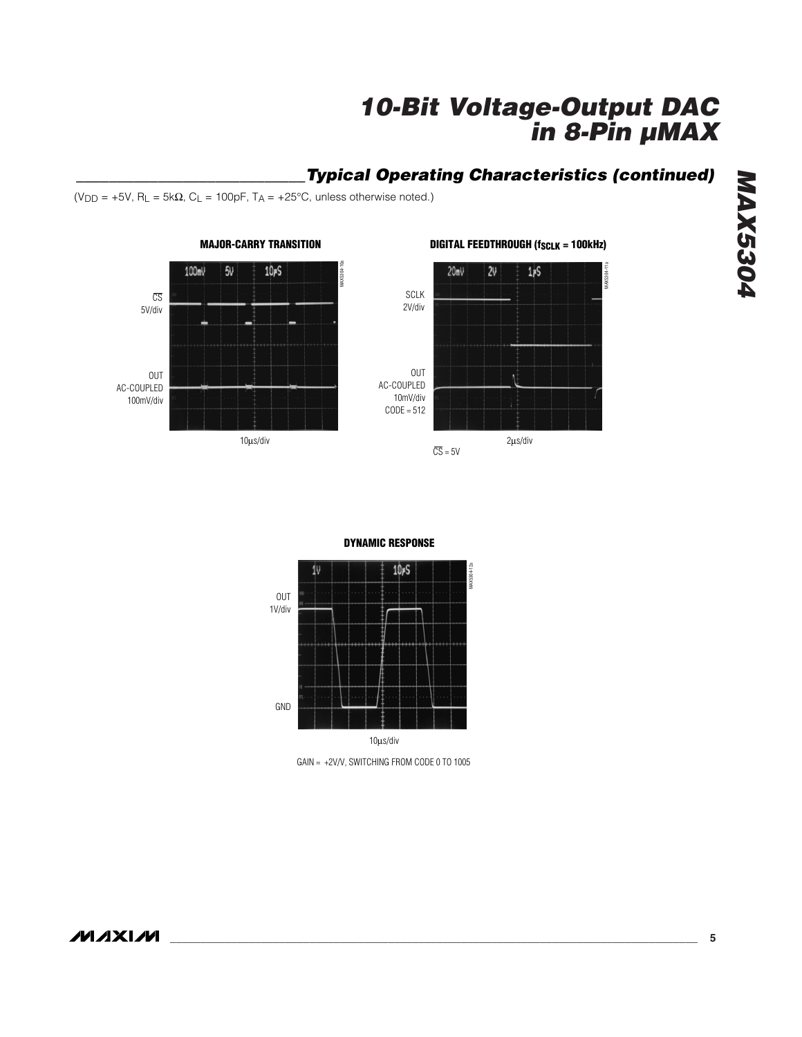## Typical Operating Characteristics (continued)

($V_{DD}$ = +5V, $R_L$ = 5kΩ, $C_L$ = 100pF, $T_A$ = +25°C, unless otherwise noted.)

**MAJOR-CARRY TRANSITION**

CS 5V/div

OUT AC-COUPLED 100mV/div

10µs/div

**DIGITAL FEEDTHROUGH ($f_{SCLK}$ = 100kHz)**

SCLK 2V/div

OUT AC-COUPLED 10mV/div CODE = 512

2µs/div

CS = 5V

**DYNAMIC RESPONSE**

OUT 1V/div

GND

10µs/div

GAIN = +2V/V, SWITCHING FROM CODE 0 TO 1005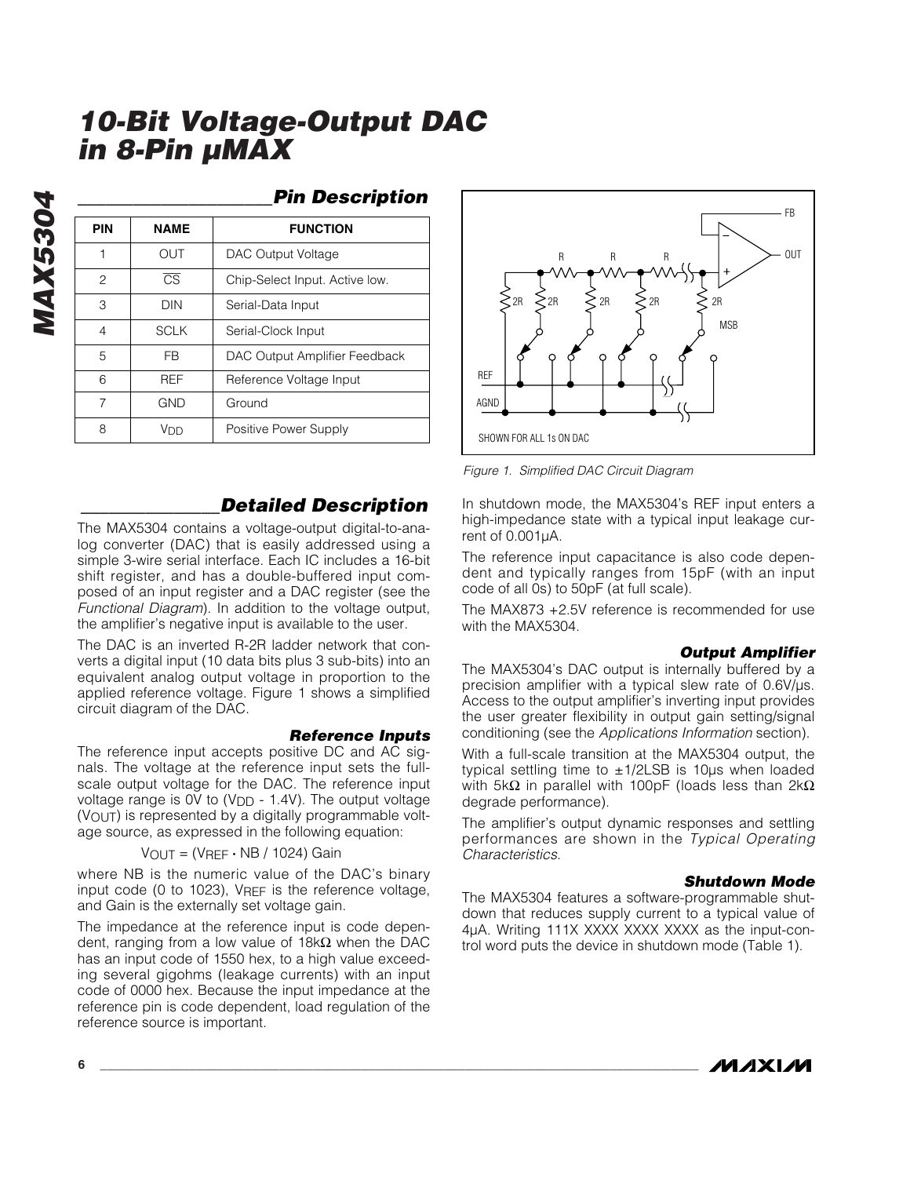## Pin Description

| PIN | NAME | FUNCTION |
|---|---|---|
| 1 | OUT | DAC Output Voltage |
| 2 | $\overline{CS}$ | Chip-Select Input. Active low. |
| 3 | DIN | Serial-Data Input |
| 4 | SCLK | Serial-Clock Input |
| 5 | FB | DAC Output Amplifier Feedback |
| 6 | REF | Reference Voltage Input |
| 7 | GND | Ground |
| 8 | $V_{DD}$ | Positive Power Supply |

*Figure 1. Simplified DAC Circuit Diagram*

## Detailed Description

The MAX5304 contains a voltage-output digital-to-analog converter (DAC) that is easily addressed using a simple 3-wire serial interface. Each IC includes a 16-bit shift register, and has a double-buffered input composed of an input register and a DAC register (see the *Functional Diagram*). In addition to the voltage output, the amplifier's negative input is available to the user.

The DAC is an inverted R-2R ladder network that converts a digital input (10 data bits plus 3 sub-bits) into an equivalent analog output voltage in proportion to the applied reference voltage. Figure 1 shows a simplified circuit diagram of the DAC.

### Reference Inputs

The reference input accepts positive DC and AC signals. The voltage at the reference input sets the full-scale output voltage for the DAC. The reference input voltage range is 0V to ($V_{DD}$ - 1.4V). The output voltage ($V_{OUT}$) is represented by a digitally programmable voltage source, as expressed in the following equation:

$$V_{OUT} = (V_{REF} \cdot NB / 1024) \text{ Gain}$$

where NB is the numeric value of the DAC's binary input code (0 to 1023), $V_{REF}$ is the reference voltage, and Gain is the externally set voltage gain.

The impedance at the reference input is code dependent, ranging from a low value of 18kΩ when the DAC has an input code of 1550 hex, to a high value exceeding several gigohms (leakage currents) with an input code of 0000 hex. Because the input impedance at the reference pin is code dependent, load regulation of the reference source is important.

In shutdown mode, the MAX5304's REF input enters a high-impedance state with a typical input leakage current of 0.001µA.

The reference input capacitance is also code dependent and typically ranges from 15pF (with an input code of all 0s) to 50pF (at full scale).

The MAX873 +2.5V reference is recommended for use with the MAX5304.

### Output Amplifier

The MAX5304's DAC output is internally buffered by a precision amplifier with a typical slew rate of 0.6V/µs. Access to the output amplifier's inverting input provides the user greater flexibility in output gain setting/signal conditioning (see the *Applications Information* section).

With a full-scale transition at the MAX5304 output, the typical settling time to ±1/2LSB is 10µs when loaded with 5kΩ in parallel with 100pF (loads less than 2kΩ degrade performance).

The amplifier's output dynamic responses and settling performances are shown in the *Typical Operating Characteristics*.

### Shutdown Mode

The MAX5304 features a software-programmable shutdown that reduces supply current to a typical value of 4µA. Writing 111X XXXX XXXX XXXX as the input-control word puts the device in shutdown mode (Table 1).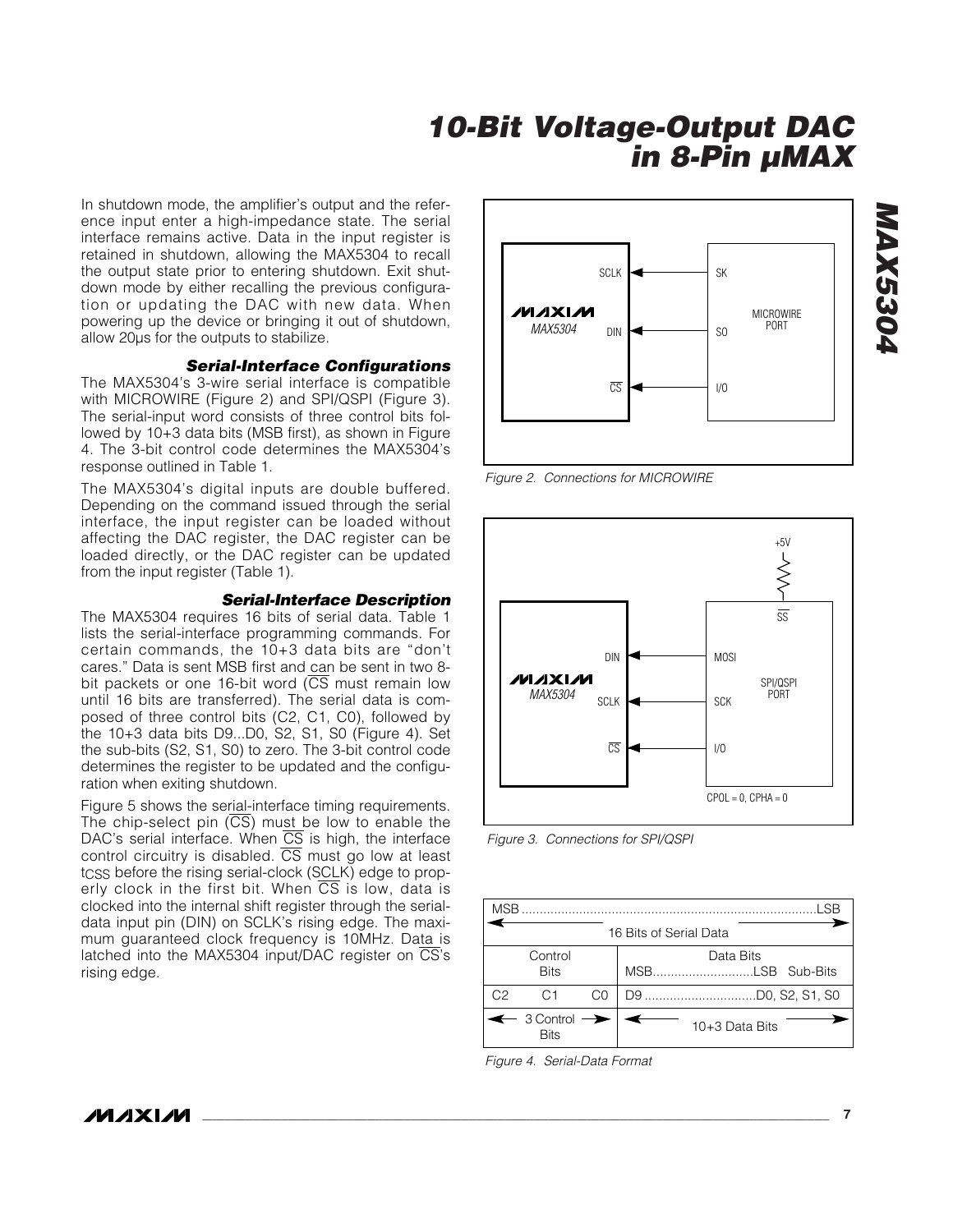In shutdown mode, the amplifier's output and the reference input enter a high-impedance state. The serial interface remains active. Data in the input register is retained in shutdown, allowing the MAX5304 to recall the output state prior to entering shutdown. Exit shutdown mode by either recalling the previous configuration or updating the DAC with new data. When powering up the device or bringing it out of shutdown, allow 20µs for the outputs to stabilize.

### Serial-Interface Configurations

The MAX5304's 3-wire serial interface is compatible with MICROWIRE (Figure 2) and SPI/QSPI (Figure 3). The serial-input word consists of three control bits followed by 10+3 data bits (MSB first), as shown in Figure 4. The 3-bit control code determines the MAX5304's response outlined in Table 1.

The MAX5304's digital inputs are double buffered. Depending on the command issued through the serial interface, the input register can be loaded without affecting the DAC register, the DAC register can be loaded directly, or the DAC register can be updated from the input register (Table 1).

### Serial-Interface Description

The MAX5304 requires 16 bits of serial data. Table 1 lists the serial-interface programming commands. For certain commands, the 10+3 data bits are "don't cares." Data is sent MSB first and can be sent in two 8-bit packets or one 16-bit word (CS must remain low until 16 bits are transferred). The serial data is composed of three control bits (C2, C1, C0), followed by the 10+3 data bits D9...D0, S2, S1, S0 (Figure 4). Set the sub-bits (S2, S1, S0) to zero. The 3-bit control code determines the register to be updated and the configuration when exiting shutdown.

Figure 5 shows the serial-interface timing requirements. The chip-select pin (CS) must be low to enable the DAC's serial interface. When CS is high, the interface control circuitry is disabled. CS must go low at least $t_{CSS}$ before the rising serial-clock (SCLK) edge to properly clock in the first bit. When CS is low, data is clocked into the internal shift register through the serial-data input pin (DIN) on SCLK's rising edge. The maximum guaranteed clock frequency is 10MHz. Data is latched into the MAX5304 input/DAC register on CS's rising edge.

| MAX5304 | | MICROWIRE PORT |
|---|---|---|
| SCLK | ← | SK |
| DIN | ← | SO |
| CS | ← | I/O |

*Figure 2. Connections for MICROWIRE*

| MAX5304 | | SPI/QSPI PORT |
|---|---|---|
| | | SS (pulled up to +5V) |
| DIN | ← | MOSI |
| SCLK | ← | SCK |
| CS | ← | I/O |

CPOL = 0, CPHA = 0

*Figure 3. Connections for SPI/QSPI*

| MSB ... LSB (16 Bits of Serial Data) | | | |
|---|---|---|---|
| Control Bits | | | Data Bits (MSB...LSB Sub-Bits) |
| C2 | C1 | C0 | D9 ... D0, S2, S1, S0 |
| 3 Control Bits | | | 10+3 Data Bits |

*Figure 4. Serial-Data Format*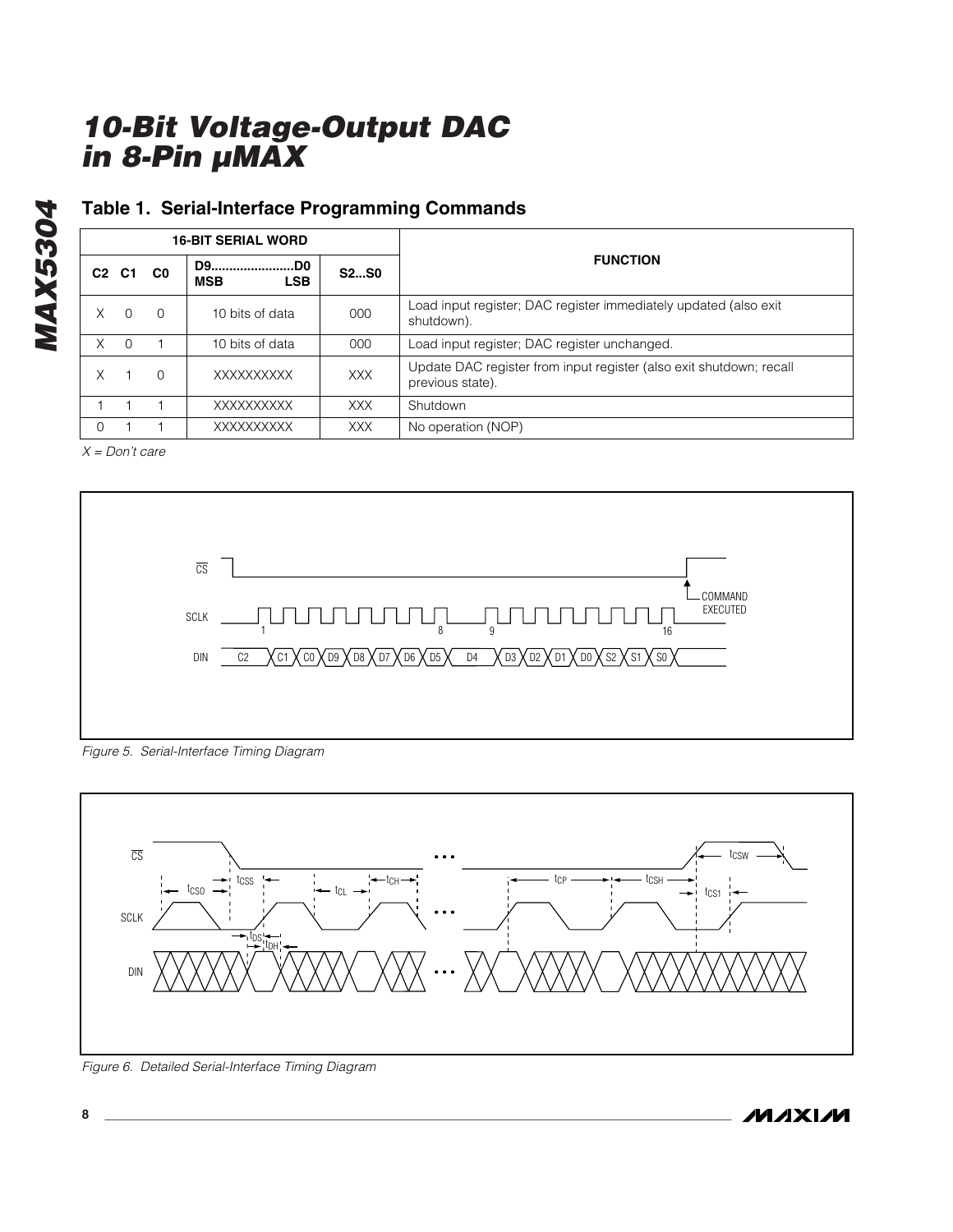## Table 1. Serial-Interface Programming Commands

| 16-BIT SERIAL WORD | | | | | FUNCTION |
|---|---|---|---|---|---|
| C2 | C1 | C0 | D9.......................D0 MSB LSB | S2...S0 | |
| X | 0 | 0 | 10 bits of data | 000 | Load input register; DAC register immediately updated (also exit shutdown). |
| X | 0 | 1 | 10 bits of data | 000 | Load input register; DAC register unchanged. |
| X | 1 | 0 | XXXXXXXXXX | XXX | Update DAC register from input register (also exit shutdown; recall previous state). |
| 1 | 1 | 1 | XXXXXXXXXX | XXX | Shutdown |
| 0 | 1 | 1 | XXXXXXXXXX | XXX | No operation (NOP) |

*X = Don't care*

*Figure 5. Serial-Interface Timing Diagram*

*Figure 6. Detailed Serial-Interface Timing Diagram*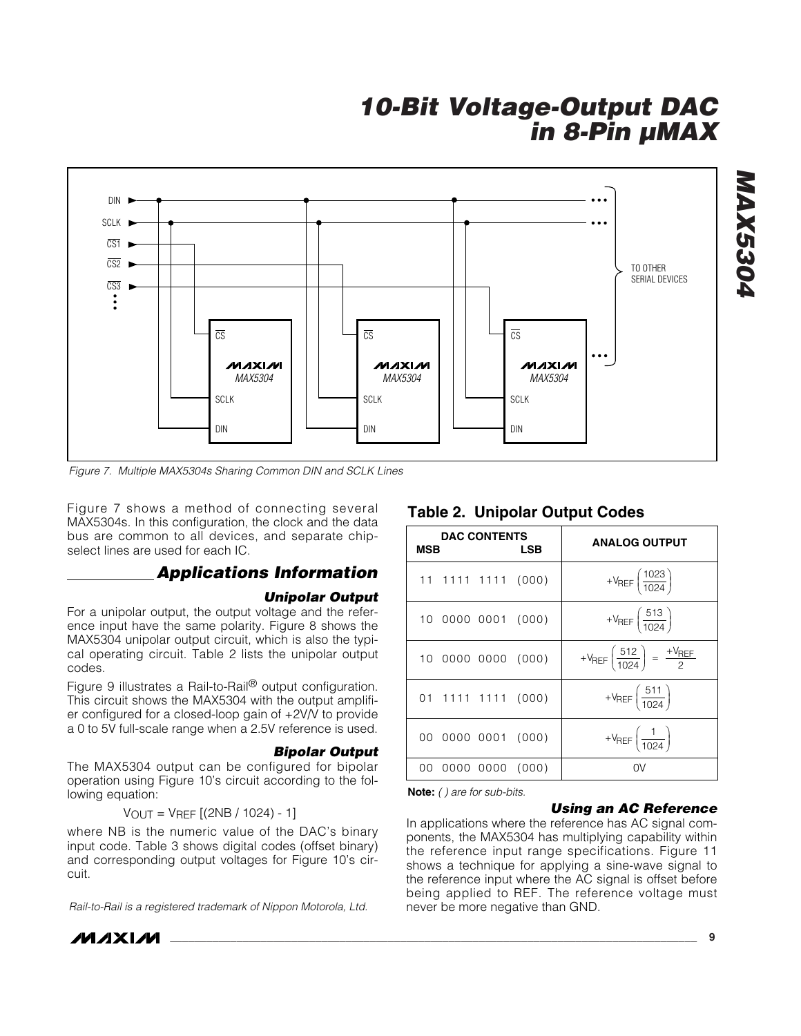Figure 7. Multiple MAX5304s Sharing Common DIN and SCLK Lines

Figure 7 shows a method of connecting several MAX5304s. In this configuration, the clock and the data bus are common to all devices, and separate chip-select lines are used for each IC.

## Applications Information

### Unipolar Output

For a unipolar output, the output voltage and the reference input have the same polarity. Figure 8 shows the MAX5304 unipolar output circuit, which is also the typical operating circuit. Table 2 lists the unipolar output codes.

Figure 9 illustrates a Rail-to-Rail® output configuration. This circuit shows the MAX5304 with the output amplifier configured for a closed-loop gain of +2V/V to provide a 0 to 5V full-scale range when a 2.5V reference is used.

### Bipolar Output

The MAX5304 output can be configured for bipolar operation using Figure 10's circuit according to the following equation:

$$V_{OUT} = V_{REF} \left[(2NB / 1024) - 1\right]$$

where NB is the numeric value of the DAC's binary input code. Table 3 shows digital codes (offset binary) and corresponding output voltages for Figure 10's circuit.

*Rail-to-Rail is a registered trademark of Nippon Motorola, Ltd.*

### Table 2. Unipolar Output Codes

| DAC CONTENTS (MSB ... LSB) | ANALOG OUTPUT |
|---|---|
| 11 1111 1111 (000) | $+V_{REF}\left(\frac{1023}{1024}\right)$ |
| 10 0000 0001 (000) | $+V_{REF}\left(\frac{513}{1024}\right)$ |
| 10 0000 0000 (000) | $+V_{REF}\left(\frac{512}{1024}\right) = \frac{+V_{REF}}{2}$ |
| 01 1111 1111 (000) | $+V_{REF}\left(\frac{511}{1024}\right)$ |
| 00 0000 0001 (000) | $+V_{REF}\left(\frac{1}{1024}\right)$ |
| 00 0000 0000 (000) | 0V |

**Note:** *( ) are for sub-bits.*

### Using an AC Reference

In applications where the reference has AC signal components, the MAX5304 has multiplying capability within the reference input range specifications. Figure 11 shows a technique for applying a sine-wave signal to the reference input where the AC signal is offset before being applied to REF. The reference voltage must never be more negative than GND.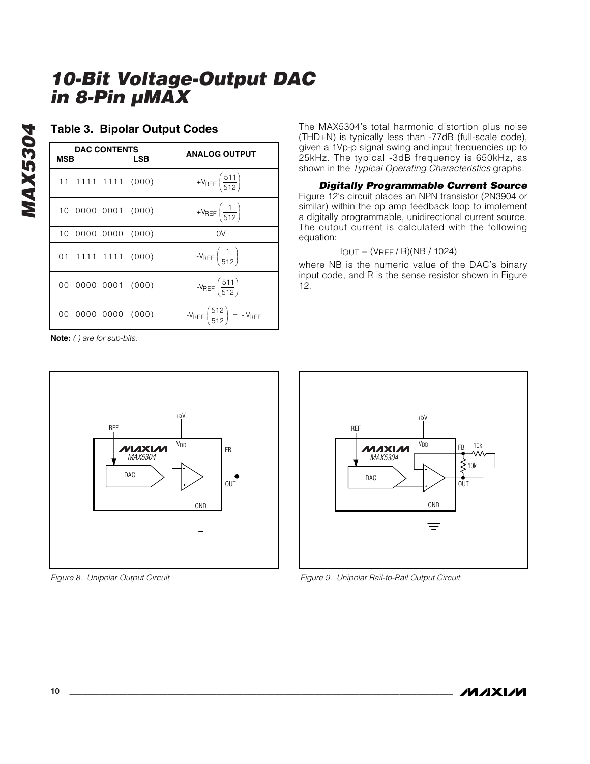# 10-Bit Voltage-Output DAC in 8-Pin µMAX

## Table 3. Bipolar Output Codes

| DAC CONTENTS MSB LSB | ANALOG OUTPUT |
|---|---|
| 11 1111 1111 (000) | $+V_{REF}\left(\frac{511}{512}\right)$ |
| 10 0000 0001 (000) | $+V_{REF}\left(\frac{1}{512}\right)$ |
| 10 0000 0000 (000) | 0V |
| 01 1111 1111 (000) | $-V_{REF}\left(\frac{1}{512}\right)$ |
| 00 0000 0001 (000) | $-V_{REF}\left(\frac{511}{512}\right)$ |
| 00 0000 0000 (000) | $-V_{REF}\left(\frac{512}{512}\right) = -V_{REF}$ |

**Note:** *( ) are for sub-bits.*

The MAX5304's total harmonic distortion plus noise (THD+N) is typically less than -77dB (full-scale code), given a 1Vp-p signal swing and input frequencies up to 25kHz. The typical -3dB frequency is 650kHz, as shown in the *Typical Operating Characteristics* graphs.

### *Digitally Programmable Current Source*

Figure 12's circuit places an NPN transistor (2N3904 or similar) within the op amp feedback loop to implement a digitally programmable, unidirectional current source. The output current is calculated with the following equation:

$$I_{OUT} = (V_{REF} / R)(NB / 1024)$$

where NB is the numeric value of the DAC's binary input code, and R is the sense resistor shown in Figure 12.

*Figure 8. Unipolar Output Circuit*

*Figure 9. Unipolar Rail-to-Rail Output Circuit*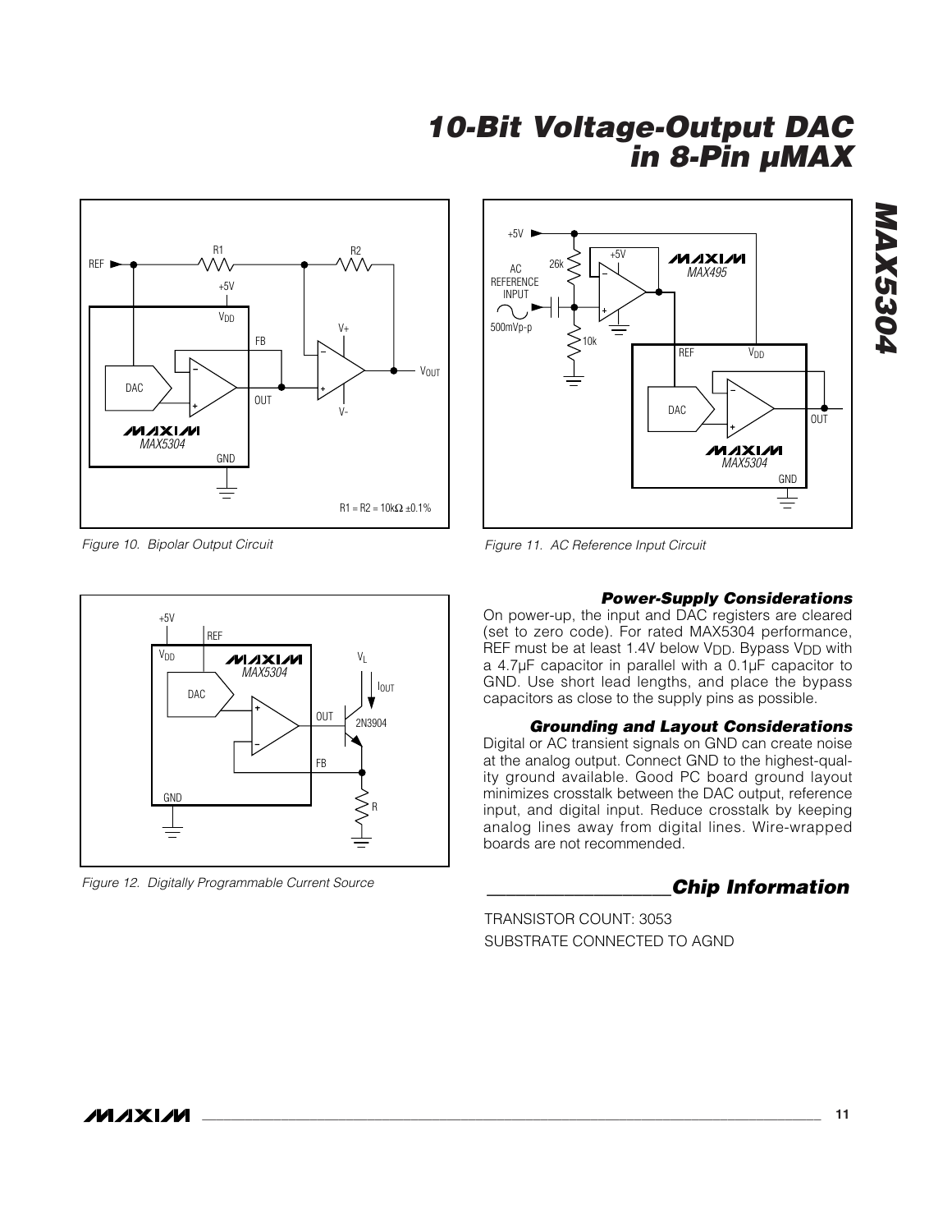Figure 10. Bipolar Output Circuit

Figure 11. AC Reference Input Circuit

Figure 12. Digitally Programmable Current Source

### Power-Supply Considerations

On power-up, the input and DAC registers are cleared (set to zero code). For rated MAX5304 performance, REF must be at least 1.4V below $V_{DD}$. Bypass $V_{DD}$ with a 4.7µF capacitor in parallel with a 0.1µF capacitor to GND. Use short lead lengths, and place the bypass capacitors as close to the supply pins as possible.

### Grounding and Layout Considerations

Digital or AC transient signals on GND can create noise at the analog output. Connect GND to the highest-quality ground available. Good PC board ground layout minimizes crosstalk between the DAC output, reference input, and digital input. Reduce crosstalk by keeping analog lines away from digital lines. Wire-wrapped boards are not recommended.

## Chip Information

TRANSISTOR COUNT: 3053

SUBSTRATE CONNECTED TO AGND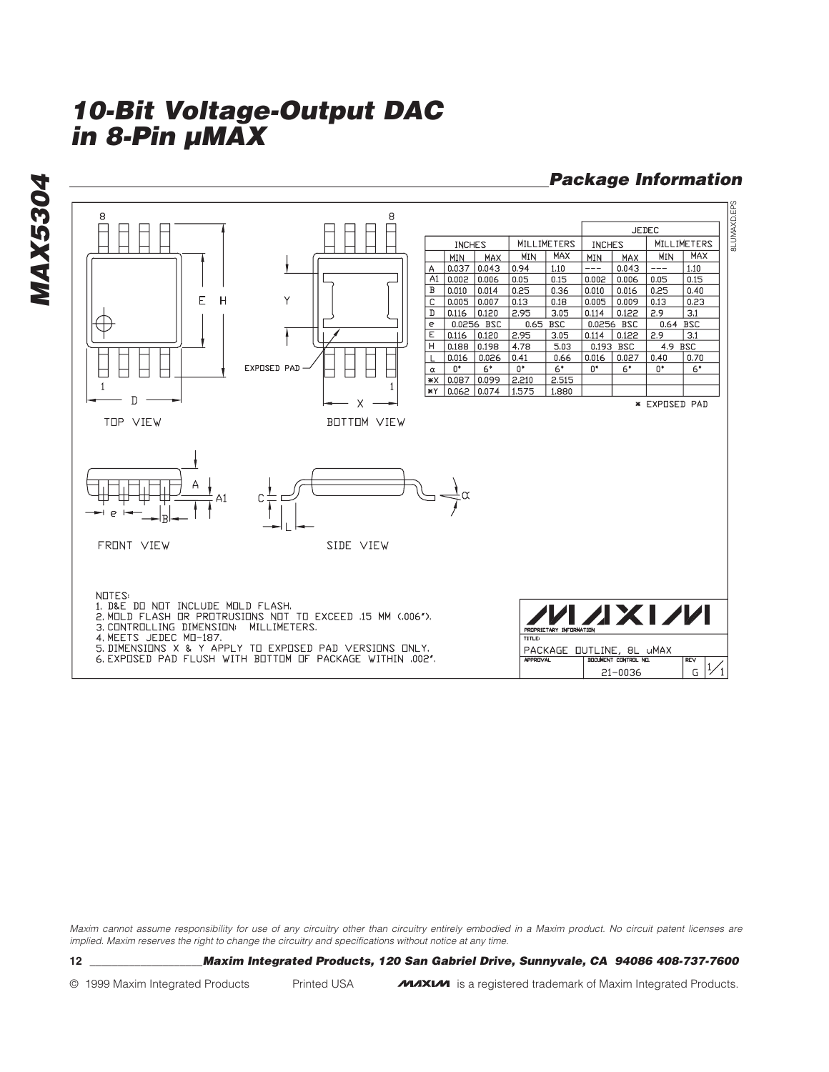## Package Information

TOP VIEW

BOTTOM VIEW

FRONT VIEW

SIDE VIEW

EXPOSED PAD

| | INCHES | | MILLIMETERS | | JEDEC INCHES | | JEDEC MILLIMETERS | |
|---|---|---|---|---|---|---|---|---|
| | MIN | MAX | MIN | MAX | MIN | MAX | MIN | MAX |
| A | 0.037 | 0.043 | 0.94 | 1.10 | --- | 0.043 | --- | 1.10 |
| A1 | 0.002 | 0.006 | 0.05 | 0.15 | 0.002 | 0.006 | 0.05 | 0.15 |
| B | 0.010 | 0.014 | 0.25 | 0.36 | 0.010 | 0.016 | 0.25 | 0.40 |
| C | 0.005 | 0.007 | 0.13 | 0.18 | 0.005 | 0.009 | 0.13 | 0.23 |
| D | 0.116 | 0.120 | 2.95 | 3.05 | 0.114 | 0.122 | 2.9 | 3.1 |
| e | 0.0256 BSC | | 0.65 BSC | | 0.0256 BSC | | 0.64 BSC | |
| E | 0.116 | 0.120 | 2.95 | 3.05 | 0.114 | 0.122 | 2.9 | 3.1 |
| H | 0.188 | 0.198 | 4.78 | 5.03 | 0.193 BSC | | 4.9 BSC | |
| L | 0.016 | 0.026 | 0.41 | 0.66 | 0.016 | 0.027 | 0.40 | 0.70 |
| α | 0° | 6° | 0° | 6° | 0° | 6° | 0° | 6° |
| *X | 0.087 | 0.099 | 2.210 | 2.515 | | | | |
| *Y | 0.062 | 0.074 | 1.575 | 1.880 | | | | |

* EXPOSED PAD

NOTES:
1. D&E DO NOT INCLUDE MOLD FLASH.
2. MOLD FLASH OR PROTRUSIONS NOT TO EXCEED .15 MM (.006").
3. CONTROLLING DIMENSION: MILLIMETERS.
4. MEETS JEDEC MO-187.
5. DIMENSIONS X & Y APPLY TO EXPOSED PAD VERSIONS ONLY.
6. EXPOSED PAD FLUSH WITH BOTTOM OF PACKAGE WITHIN .002".

MAXIM PROPRIETARY INFORMATION
TITLE: PACKAGE OUTLINE, 8L uMAX
DOCUMENT CONTROL NO. 21-0036 REV G 1/1

*Maxim cannot assume responsibility for use of any circuitry other than circuitry entirely embodied in a Maxim product. No circuit patent licenses are implied. Maxim reserves the right to change the circuitry and specifications without notice at any time.*

***Maxim Integrated Products, 120 San Gabriel Drive, Sunnyvale, CA 94086 408-737-7600***

© 1999 Maxim Integrated Products Printed USA MAXIM is a registered trademark of Maxim Integrated Products.